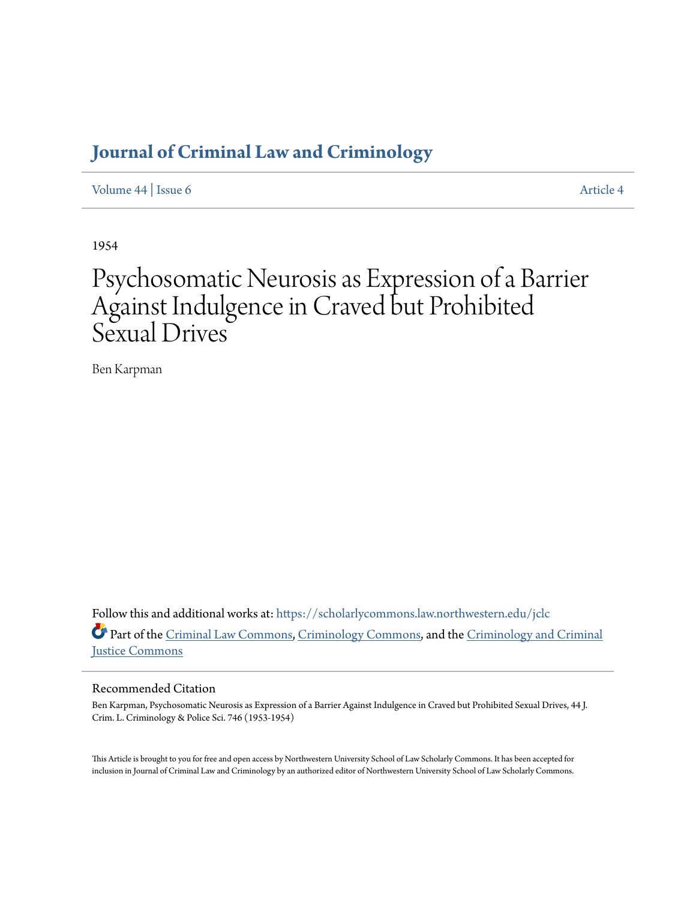# Journal of Criminal Law and Criminology

Volume 44 | Issue 6

Article 4

1954

# Psychosomatic Neurosis as Expression of a Barrier Against Indulgence in Craved but Prohibited Sexual Drives

Ben Karpman

Follow this and additional works at: https://scholarlycommons.law.northwestern.edu/jclc

Part of the Criminal Law Commons, Criminology Commons, and the Criminology and Criminal Justice Commons

## Recommended Citation

Ben Karpman, Psychosomatic Neurosis as Expression of a Barrier Against Indulgence in Craved but Prohibited Sexual Drives, 44 J. Crim. L. Criminology & Police Sci. 746 (1953-1954)

This Article is brought to you for free and open access by Northwestern University School of Law Scholarly Commons. It has been accepted for inclusion in Journal of Criminal Law and Criminology by an authorized editor of Northwestern University School of Law Scholarly Commons.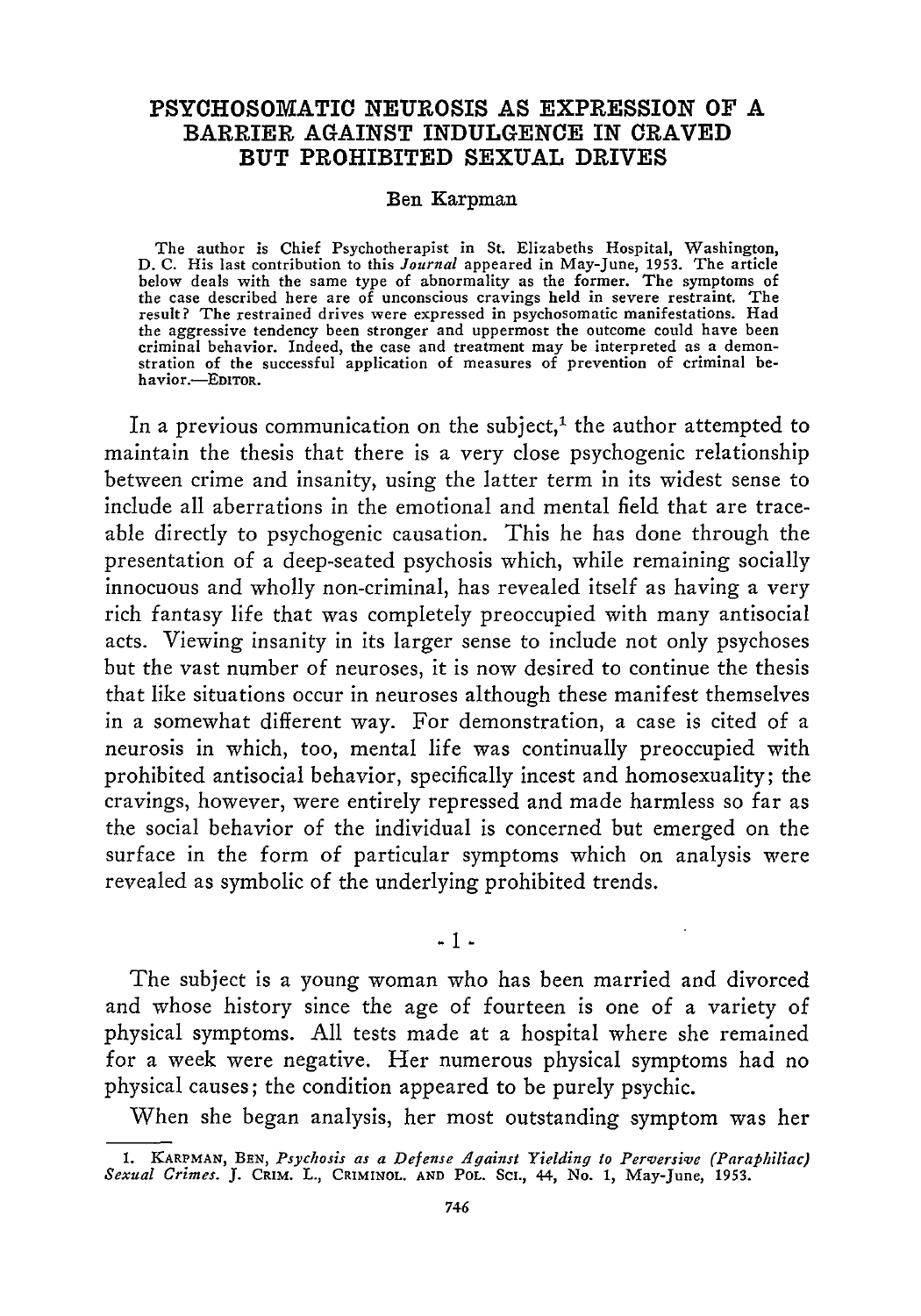# PSYCHOSOMATIC NEUROSIS AS EXPRESSION OF A BARRIER AGAINST INDULGENCE IN CRAVED BUT PROHIBITED SEXUAL DRIVES

Ben Karpman

The author is Chief Psychotherapist in St. Elizabeths Hospital, Washington, D. C. His last contribution to this *Journal* appeared in May-June, 1953. The article below deals with the same type of abnormality as the former. The symptoms of the case described here are of unconscious cravings held in severe restraint. The result? The restrained drives were expressed in psychosomatic manifestations. Had the aggressive tendency been stronger and uppermost the outcome could have been criminal behavior. Indeed, the case and treatment may be interpreted as a demonstration of the successful application of measures of prevention of criminal behavior.—EDITOR.

In a previous communication on the subject,[1] the author attempted to maintain the thesis that there is a very close psychogenic relationship between crime and insanity, using the latter term in its widest sense to include all aberrations in the emotional and mental field that are traceable directly to psychogenic causation. This he has done through the presentation of a deep-seated psychosis which, while remaining socially innocuous and wholly non-criminal, has revealed itself as having a very rich fantasy life that was completely preoccupied with many antisocial acts. Viewing insanity in its larger sense to include not only psychoses but the vast number of neuroses, it is now desired to continue the thesis that like situations occur in neuroses although these manifest themselves in a somewhat different way. For demonstration, a case is cited of a neurosis in which, too, mental life was continually preoccupied with prohibited antisocial behavior, specifically incest and homosexuality; the cravings, however, were entirely repressed and made harmless so far as the social behavior of the individual is concerned but emerged on the surface in the form of particular symptoms which on analysis were revealed as symbolic of the underlying prohibited trends.

- 1 -

The subject is a young woman who has been married and divorced and whose history since the age of fourteen is one of a variety of physical symptoms. All tests made at a hospital where she remained for a week were negative. Her numerous physical symptoms had no physical causes; the condition appeared to be purely psychic.

When she began analysis, her most outstanding symptom was her

1. KARPMAN, BEN, *Psychosis as a Defense Against Yielding to Perversive (Paraphiliac) Sexual Crimes*. J. CRIM. L., CRIMINOL. AND POL. SCI., 44, No. 1, May-June, 1953.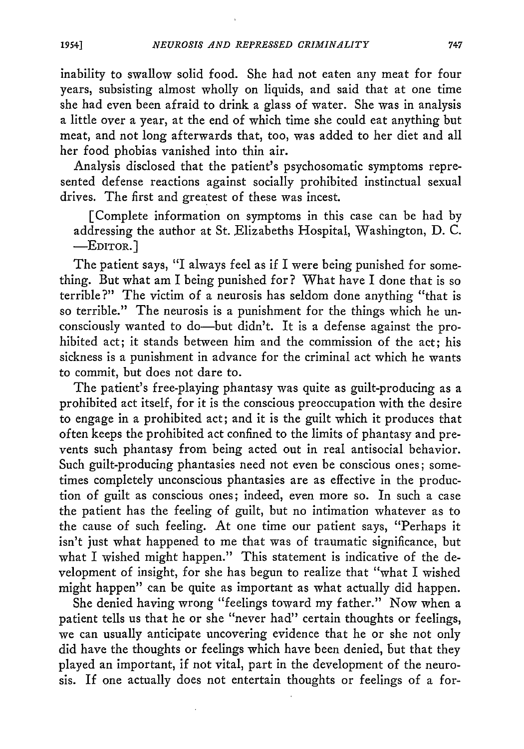inability to swallow solid food. She had not eaten any meat for four years, subsisting almost wholly on liquids, and said that at one time she had even been afraid to drink a glass of water. She was in analysis a little over a year, at the end of which time she could eat anything but meat, and not long afterwards that, too, was added to her diet and all her food phobias vanished into thin air.

Analysis disclosed that the patient's psychosomatic symptoms represented defense reactions against socially prohibited instinctual sexual drives. The first and greatest of these was incest.

> [Complete information on symptoms in this case can be had by addressing the author at St. Elizabeths Hospital, Washington, D. C. —EDITOR.]

The patient says, "I always feel as if I were being punished for something. But what am I being punished for? What have I done that is so terrible?" The victim of a neurosis has seldom done anything "that is so terrible." The neurosis is a punishment for the things which he unconsciously wanted to do—but didn't. It is a defense against the prohibited act; it stands between him and the commission of the act; his sickness is a punishment in advance for the criminal act which he wants to commit, but does not dare to.

The patient's free-playing phantasy was quite as guilt-producing as a prohibited act itself, for it is the conscious preoccupation with the desire to engage in a prohibited act; and it is the guilt which it produces that often keeps the prohibited act confined to the limits of phantasy and prevents such phantasy from being acted out in real antisocial behavior. Such guilt-producing phantasies need not even be conscious ones; sometimes completely unconscious phantasies are as effective in the production of guilt as conscious ones; indeed, even more so. In such a case the patient has the feeling of guilt, but no intimation whatever as to the cause of such feeling. At one time our patient says, "Perhaps it isn't just what happened to me that was of traumatic significance, but what I wished might happen." This statement is indicative of the development of insight, for she has begun to realize that "what I wished might happen" can be quite as important as what actually did happen.

She denied having wrong "feelings toward my father." Now when a patient tells us that he or she "never had" certain thoughts or feelings, we can usually anticipate uncovering evidence that he or she not only did have the thoughts or feelings which have been denied, but that they played an important, if not vital, part in the development of the neurosis. If one actually does not entertain thoughts or feelings of a for-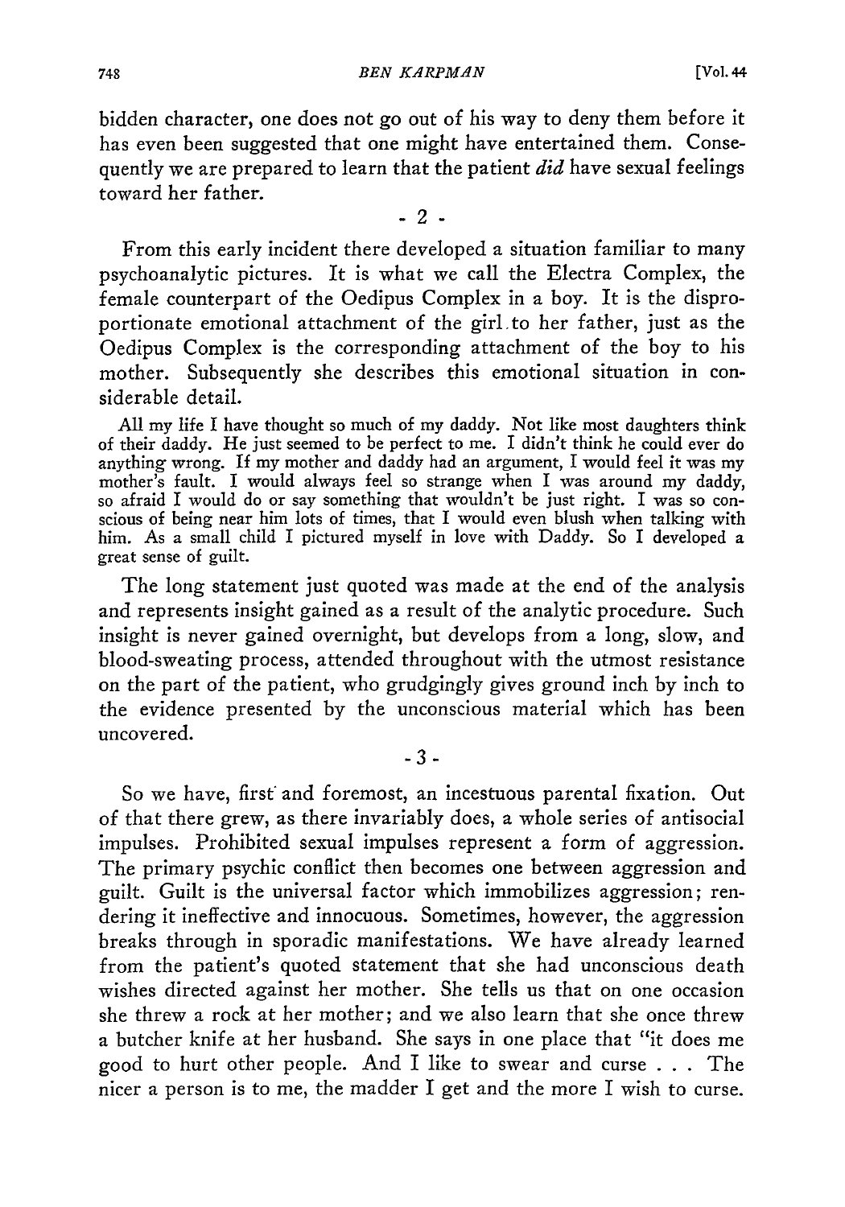bidden character, one does not go out of his way to deny them before it has even been suggested that one might have entertained them. Consequently we are prepared to learn that the patient *did* have sexual feelings toward her father.

\- 2 -

From this early incident there developed a situation familiar to many psychoanalytic pictures. It is what we call the Electra Complex, the female counterpart of the Oedipus Complex in a boy. It is the disproportionate emotional attachment of the girl to her father, just as the Oedipus Complex is the corresponding attachment of the boy to his mother. Subsequently she describes this emotional situation in considerable detail.

> All my life I have thought so much of my daddy. Not like most daughters think of their daddy. He just seemed to be perfect to me. I didn't think he could ever do anything wrong. If my mother and daddy had an argument, I would feel it was my mother's fault. I would always feel so strange when I was around my daddy, so afraid I would do or say something that wouldn't be just right. I was so conscious of being near him lots of times, that I would even blush when talking with him. As a small child I pictured myself in love with Daddy. So I developed a great sense of guilt.

The long statement just quoted was made at the end of the analysis and represents insight gained as a result of the analytic procedure. Such insight is never gained overnight, but develops from a long, slow, and blood-sweating process, attended throughout with the utmost resistance on the part of the patient, who grudgingly gives ground inch by inch to the evidence presented by the unconscious material which has been uncovered.

\- 3 -

So we have, first and foremost, an incestuous parental fixation. Out of that there grew, as there invariably does, a whole series of antisocial impulses. Prohibited sexual impulses represent a form of aggression. The primary psychic conflict then becomes one between aggression and guilt. Guilt is the universal factor which immobilizes aggression; rendering it ineffective and innocuous. Sometimes, however, the aggression breaks through in sporadic manifestations. We have already learned from the patient's quoted statement that she had unconscious death wishes directed against her mother. She tells us that on one occasion she threw a rock at her mother; and we also learn that she once threw a butcher knife at her husband. She says in one place that "it does me good to hurt other people. And I like to swear and curse . . . The nicer a person is to me, the madder I get and the more I wish to curse.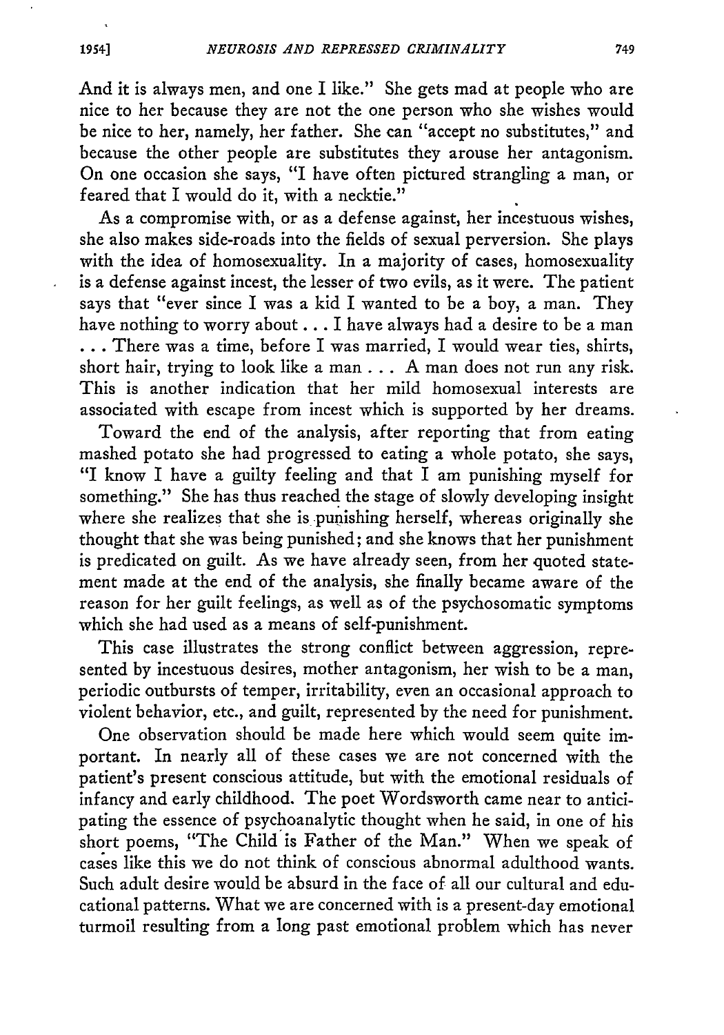And it is always men, and one I like." She gets mad at people who are nice to her because they are not the one person who she wishes would be nice to her, namely, her father. She can "accept no substitutes," and because the other people are substitutes they arouse her antagonism. On one occasion she says, "I have often pictured strangling a man, or feared that I would do it, with a necktie."

As a compromise with, or as a defense against, her incestuous wishes, she also makes side-roads into the fields of sexual perversion. She plays with the idea of homosexuality. In a majority of cases, homosexuality is a defense against incest, the lesser of two evils, as it were. The patient says that "ever since I was a kid I wanted to be a boy, a man. They have nothing to worry about . . . I have always had a desire to be a man . . . There was a time, before I was married, I would wear ties, shirts, short hair, trying to look like a man . . . A man does not run any risk. This is another indication that her mild homosexual interests are associated with escape from incest which is supported by her dreams.

Toward the end of the analysis, after reporting that from eating mashed potato she had progressed to eating a whole potato, she says, "I know I have a guilty feeling and that I am punishing myself for something." She has thus reached the stage of slowly developing insight where she realizes that she is punishing herself, whereas originally she thought that she was being punished; and she knows that her punishment is predicated on guilt. As we have already seen, from her quoted statement made at the end of the analysis, she finally became aware of the reason for her guilt feelings, as well as of the psychosomatic symptoms which she had used as a means of self-punishment.

This case illustrates the strong conflict between aggression, represented by incestuous desires, mother antagonism, her wish to be a man, periodic outbursts of temper, irritability, even an occasional approach to violent behavior, etc., and guilt, represented by the need for punishment.

One observation should be made here which would seem quite important. In nearly all of these cases we are not concerned with the patient's present conscious attitude, but with the emotional residuals of infancy and early childhood. The poet Wordsworth came near to anticipating the essence of psychoanalytic thought when he said, in one of his short poems, "The Child is Father of the Man." When we speak of cases like this we do not think of conscious abnormal adulthood wants. Such adult desire would be absurd in the face of all our cultural and educational patterns. What we are concerned with is a present-day emotional turmoil resulting from a long past emotional problem which has never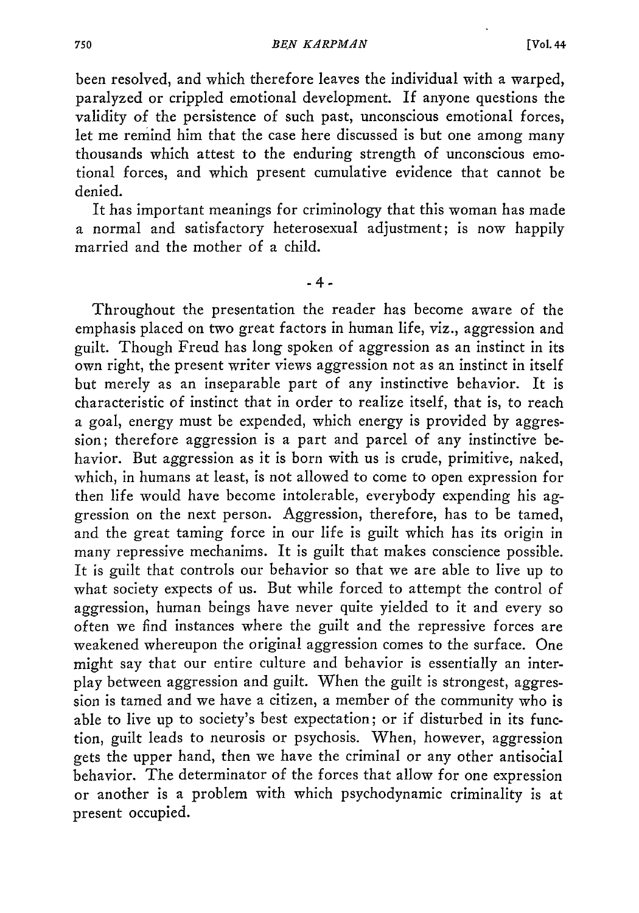been resolved, and which therefore leaves the individual with a warped, paralyzed or crippled emotional development. If anyone questions the validity of the persistence of such past, unconscious emotional forces, let me remind him that the case here discussed is but one among many thousands which attest to the enduring strength of unconscious emotional forces, and which present cumulative evidence that cannot be denied.

It has important meanings for criminology that this woman has made a normal and satisfactory heterosexual adjustment; is now happily married and the mother of a child.

\- 4 -

Throughout the presentation the reader has become aware of the emphasis placed on two great factors in human life, viz., aggression and guilt. Though Freud has long spoken of aggression as an instinct in its own right, the present writer views aggression not as an instinct in itself but merely as an inseparable part of any instinctive behavior. It is characteristic of instinct that in order to realize itself, that is, to reach a goal, energy must be expended, which energy is provided by aggression; therefore aggression is a part and parcel of any instinctive behavior. But aggression as it is born with us is crude, primitive, naked, which, in humans at least, is not allowed to come to open expression for then life would have become intolerable, everybody expending his aggression on the next person. Aggression, therefore, has to be tamed, and the great taming force in our life is guilt which has its origin in many repressive mechanims. It is guilt that makes conscience possible. It is guilt that controls our behavior so that we are able to live up to what society expects of us. But while forced to attempt the control of aggression, human beings have never quite yielded to it and every so often we find instances where the guilt and the repressive forces are weakened whereupon the original aggression comes to the surface. One might say that our entire culture and behavior is essentially an interplay between aggression and guilt. When the guilt is strongest, aggression is tamed and we have a citizen, a member of the community who is able to live up to society's best expectation; or if disturbed in its function, guilt leads to neurosis or psychosis. When, however, aggression gets the upper hand, then we have the criminal or any other antisocial behavior. The determinator of the forces that allow for one expression or another is a problem with which psychodynamic criminality is at present occupied.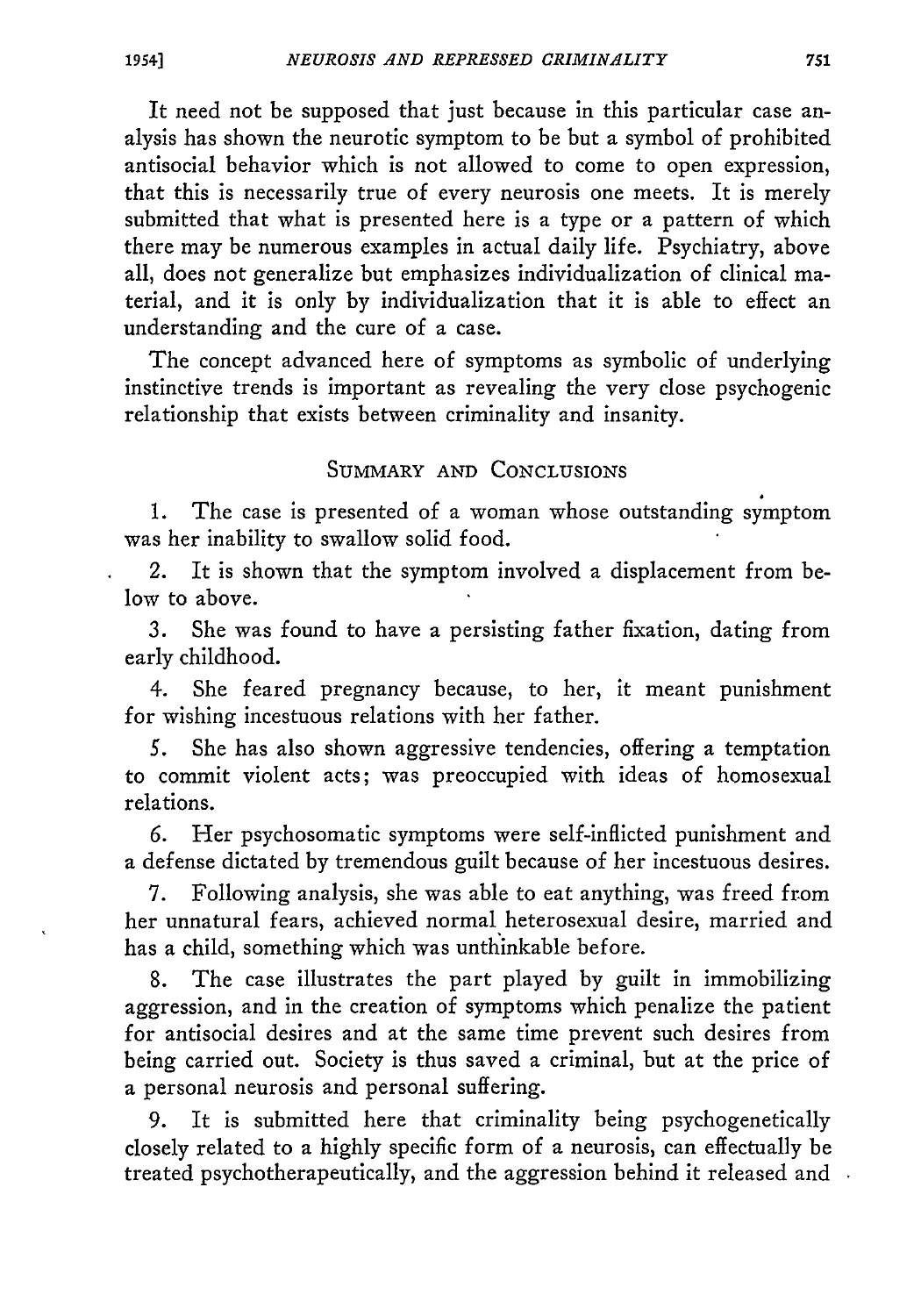It need not be supposed that just because in this particular case analysis has shown the neurotic symptom to be but a symbol of prohibited antisocial behavior which is not allowed to come to open expression, that this is necessarily true of every neurosis one meets. It is merely submitted that what is presented here is a type or a pattern of which there may be numerous examples in actual daily life. Psychiatry, above all, does not generalize but emphasizes individualization of clinical material, and it is only by individualization that it is able to effect an understanding and the cure of a case.

The concept advanced here of symptoms as symbolic of underlying instinctive trends is important as revealing the very close psychogenic relationship that exists between criminality and insanity.

## Summary and Conclusions

1. The case is presented of a woman whose outstanding symptom was her inability to swallow solid food.

2. It is shown that the symptom involved a displacement from below to above.

3. She was found to have a persisting father fixation, dating from early childhood.

4. She feared pregnancy because, to her, it meant punishment for wishing incestuous relations with her father.

5. She has also shown aggressive tendencies, offering a temptation to commit violent acts; was preoccupied with ideas of homosexual relations.

6. Her psychosomatic symptoms were self-inflicted punishment and a defense dictated by tremendous guilt because of her incestuous desires.

7. Following analysis, she was able to eat anything, was freed from her unnatural fears, achieved normal heterosexual desire, married and has a child, something which was unthinkable before.

8. The case illustrates the part played by guilt in immobilizing aggression, and in the creation of symptoms which penalize the patient for antisocial desires and at the same time prevent such desires from being carried out. Society is thus saved a criminal, but at the price of a personal neurosis and personal suffering.

9. It is submitted here that criminality being psychogenetically closely related to a highly specific form of a neurosis, can effectually be treated psychotherapeutically, and the aggression behind it released and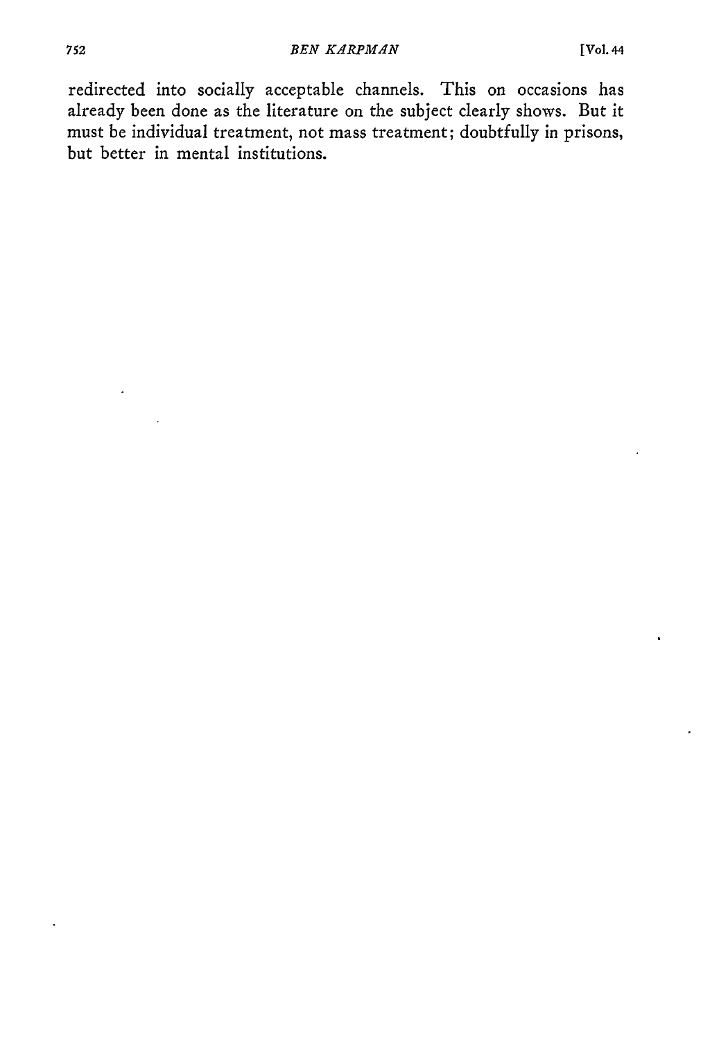redirected into socially acceptable channels. This on occasions has already been done as the literature on the subject clearly shows. But it must be individual treatment, not mass treatment; doubtfully in prisons, but better in mental institutions.